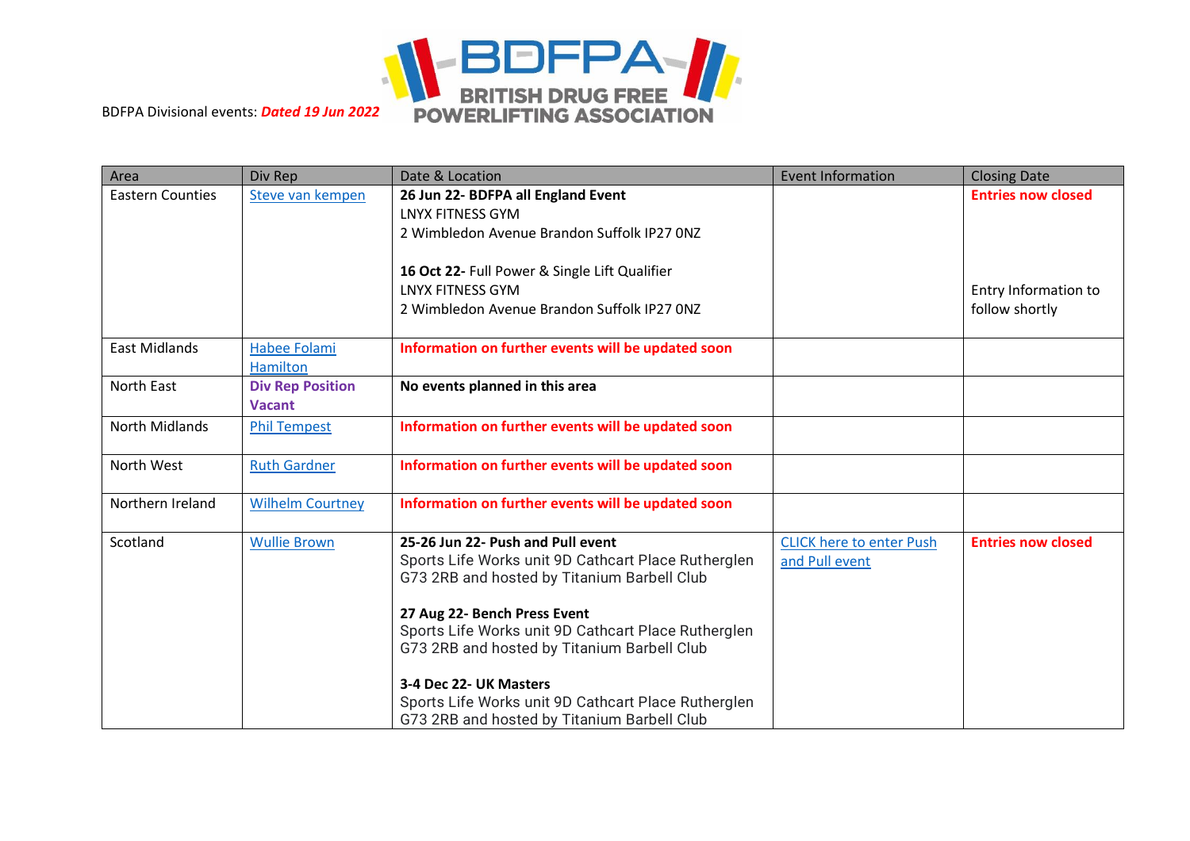BDFPA Divisional events: ***Dated 19 Jun 2022***

BDFPA BRITISH DRUG FREE POWERLIFTING ASSOCIATION

| Area | Div Rep | Date & Location | Event Information | Closing Date |
|---|---|---|---|---|
| Eastern Counties | Steve van kempen | **26 Jun 22- BDFPA all England Event**<br>LNYX FITNESS GYM<br>2 Wimbledon Avenue Brandon Suffolk IP27 0NZ<br><br>**16 Oct 22-** Full Power & Single Lift Qualifier<br>LNYX FITNESS GYM<br>2 Wimbledon Avenue Brandon Suffolk IP27 0NZ | | **Entries now closed**<br><br>Entry Information to follow shortly |
| East Midlands | Habee Folami Hamilton | **Information on further events will be updated soon** | | |
| North East | **Div Rep Position Vacant** | **No events planned in this area** | | |
| North Midlands | Phil Tempest | **Information on further events will be updated soon** | | |
| North West | Ruth Gardner | **Information on further events will be updated soon** | | |
| Northern Ireland | Wilhelm Courtney | **Information on further events will be updated soon** | | |
| Scotland | Wullie Brown | **25-26 Jun 22- Push and Pull event**<br>Sports Life Works unit 9D Cathcart Place Rutherglen G73 2RB and hosted by Titanium Barbell Club<br><br>**27 Aug 22- Bench Press Event**<br>Sports Life Works unit 9D Cathcart Place Rutherglen G73 2RB and hosted by Titanium Barbell Club<br><br>**3-4 Dec 22- UK Masters**<br>Sports Life Works unit 9D Cathcart Place Rutherglen G73 2RB and hosted by Titanium Barbell Club | CLICK here to enter Push and Pull event | **Entries now closed** |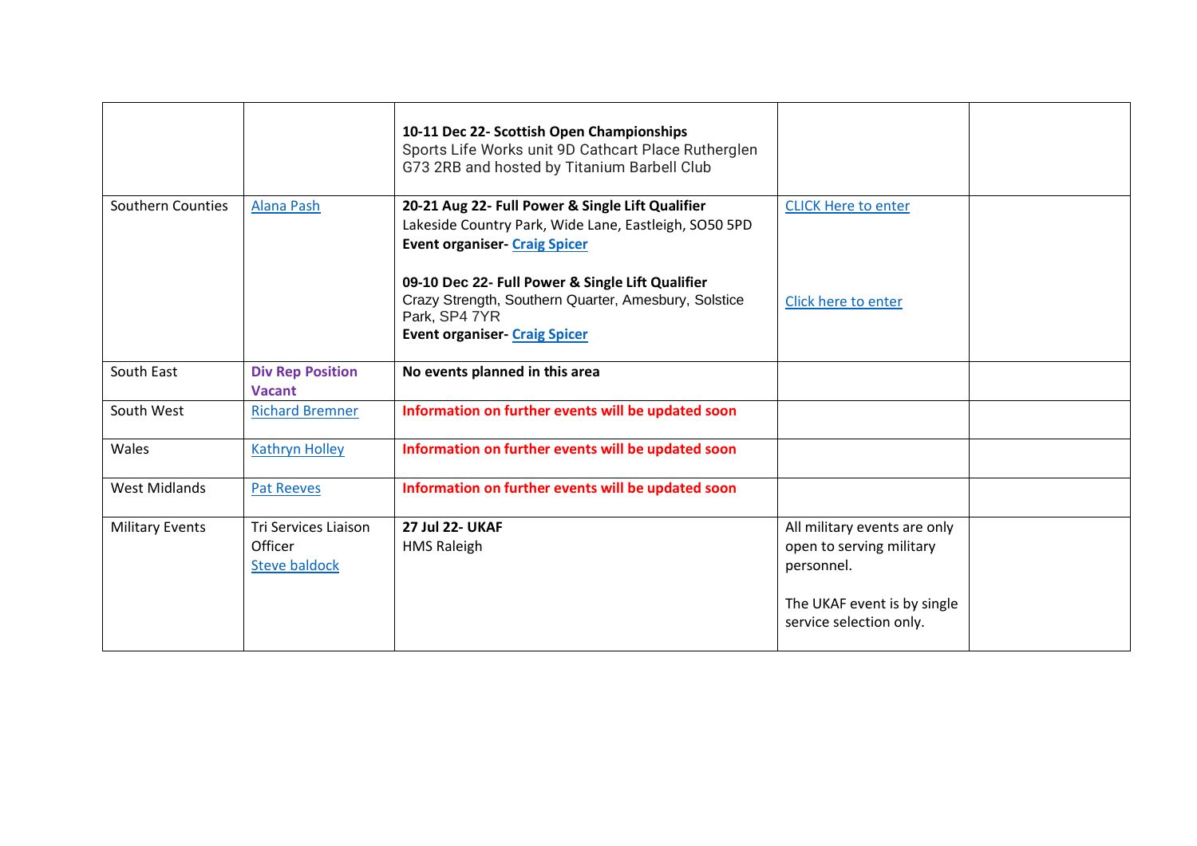| | | | | |
|---|---|---|---|---|
| | | **10-11 Dec 22- Scottish Open Championships**<br>Sports Life Works unit 9D Cathcart Place Rutherglen G73 2RB and hosted by Titanium Barbell Club | | |
| Southern Counties | Alana Pash | **20-21 Aug 22- Full Power & Single Lift Qualifier**<br>Lakeside Country Park, Wide Lane, Eastleigh, SO50 5PD<br>**Event organiser- Craig Spicer**<br><br>**09-10 Dec 22- Full Power & Single Lift Qualifier**<br>Crazy Strength, Southern Quarter, Amesbury, Solstice Park, SP4 7YR<br>**Event organiser- Craig Spicer** | CLICK Here to enter<br><br>Click here to enter | |
| South East | **Div Rep Position Vacant** | **No events planned in this area** | | |
| South West | Richard Bremner | **Information on further events will be updated soon** | | |
| Wales | Kathryn Holley | **Information on further events will be updated soon** | | |
| West Midlands | Pat Reeves | **Information on further events will be updated soon** | | |
| Military Events | Tri Services Liaison Officer<br>Steve baldock | **27 Jul 22- UKAF**<br>HMS Raleigh | All military events are only open to serving military personnel.<br><br>The UKAF event is by single service selection only. | |